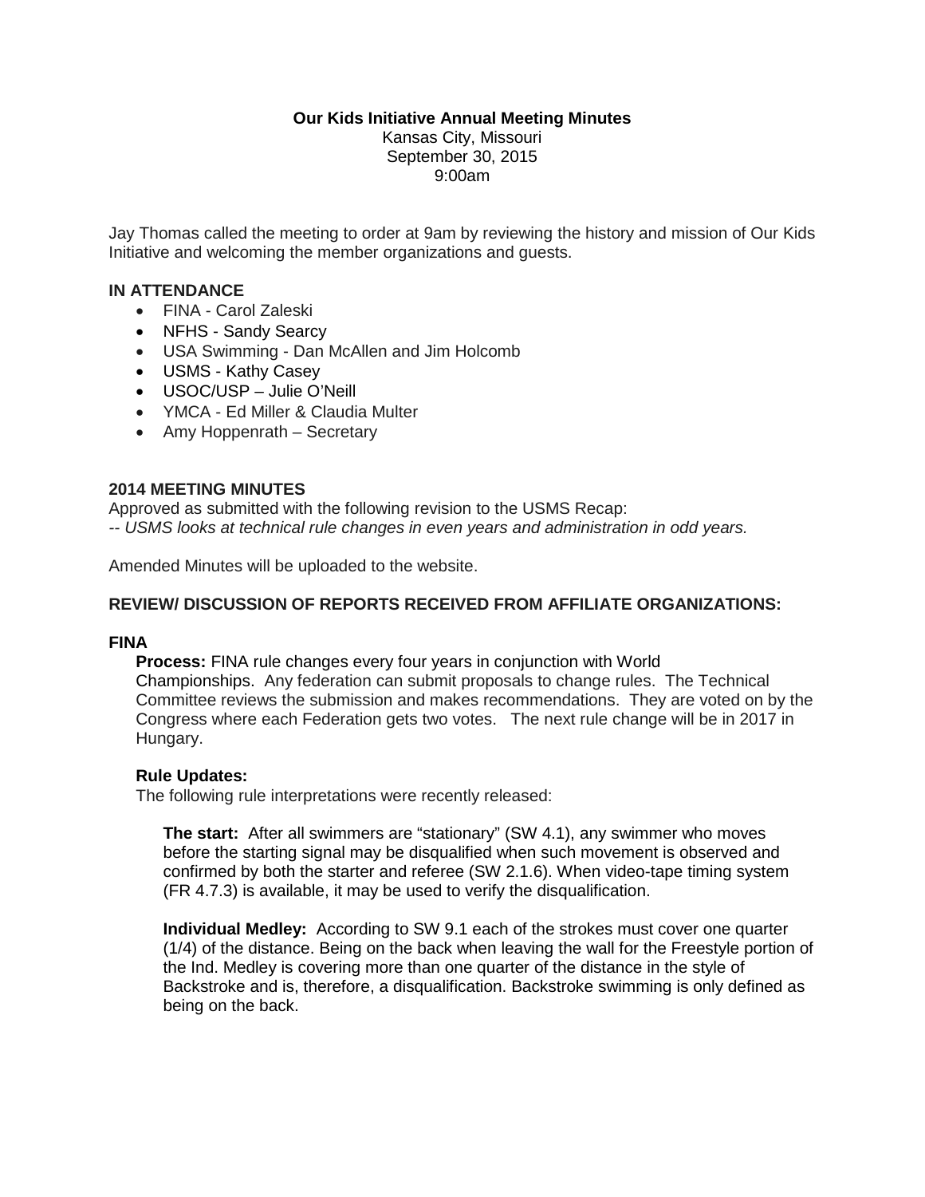**Our Kids Initiative Annual Meeting Minutes**
Kansas City, Missouri
September 30, 2015
9:00am

Jay Thomas called the meeting to order at 9am by reviewing the history and mission of Our Kids Initiative and welcoming the member organizations and guests.

**IN ATTENDANCE**

- FINA - Carol Zaleski
- NFHS - Sandy Searcy
- USA Swimming - Dan McAllen and Jim Holcomb
- USMS - Kathy Casey
- USOC/USP – Julie O'Neill
- YMCA - Ed Miller & Claudia Multer
- Amy Hoppenrath – Secretary

**2014 MEETING MINUTES**

Approved as submitted with the following revision to the USMS Recap:
*-- USMS looks at technical rule changes in even years and administration in odd years.*

Amended Minutes will be uploaded to the website.

**REVIEW/ DISCUSSION OF REPORTS RECEIVED FROM AFFILIATE ORGANIZATIONS:**

**FINA**

**Process:** FINA rule changes every four years in conjunction with World Championships. Any federation can submit proposals to change rules. The Technical Committee reviews the submission and makes recommendations. They are voted on by the Congress where each Federation gets two votes. The next rule change will be in 2017 in Hungary.

**Rule Updates:**
The following rule interpretations were recently released:

**The start:** After all swimmers are "stationary" (SW 4.1), any swimmer who moves before the starting signal may be disqualified when such movement is observed and confirmed by both the starter and referee (SW 2.1.6). When video-tape timing system (FR 4.7.3) is available, it may be used to verify the disqualification.

**Individual Medley:** According to SW 9.1 each of the strokes must cover one quarter (1/4) of the distance. Being on the back when leaving the wall for the Freestyle portion of the Ind. Medley is covering more than one quarter of the distance in the style of Backstroke and is, therefore, a disqualification. Backstroke swimming is only defined as being on the back.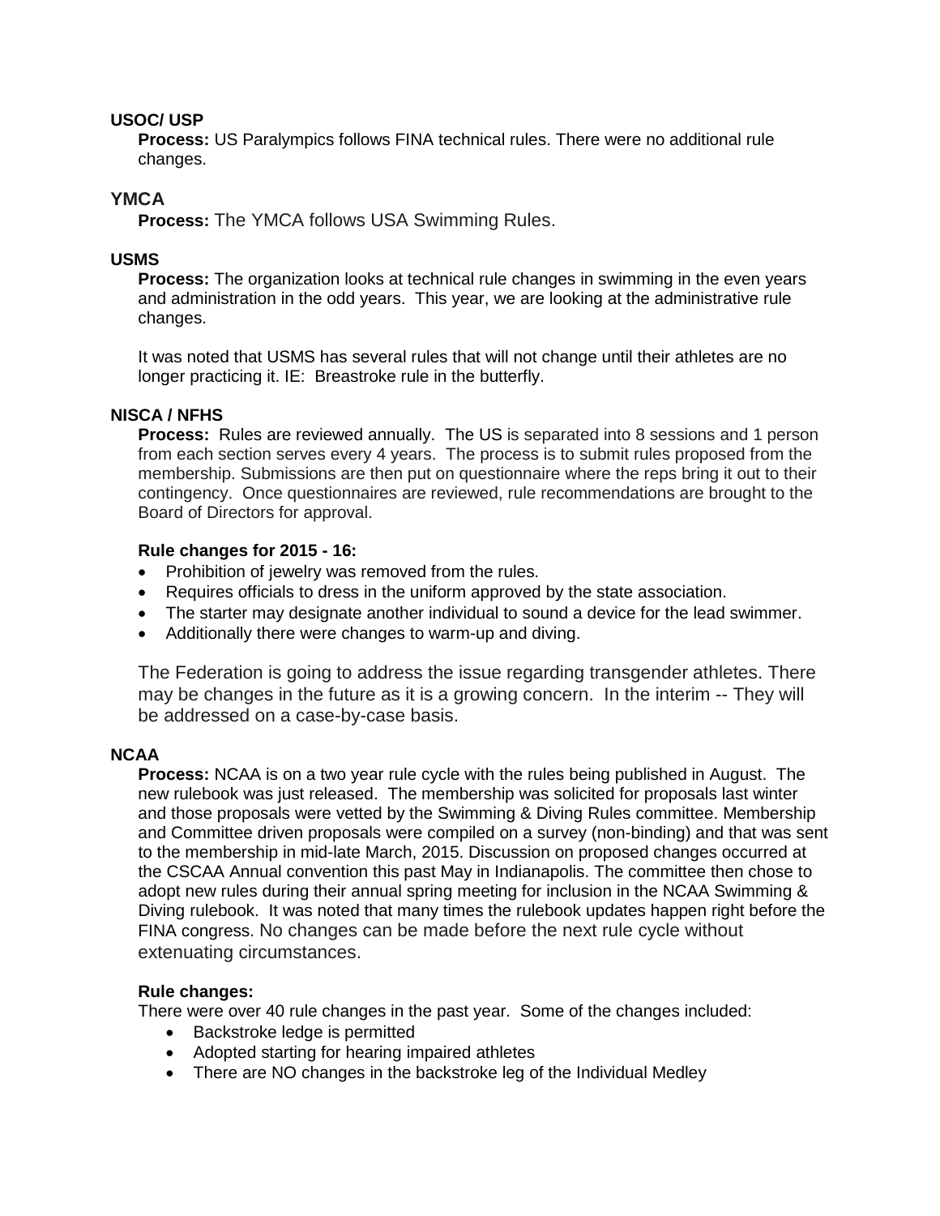**USOC/ USP**

**Process:** US Paralympics follows FINA technical rules. There were no additional rule changes.

**YMCA**

**Process:** The YMCA follows USA Swimming Rules.

**USMS**

**Process:** The organization looks at technical rule changes in swimming in the even years and administration in the odd years. This year, we are looking at the administrative rule changes.

It was noted that USMS has several rules that will not change until their athletes are no longer practicing it. IE: Breastroke rule in the butterfly.

**NISCA / NFHS**

**Process:** Rules are reviewed annually. The US is separated into 8 sessions and 1 person from each section serves every 4 years. The process is to submit rules proposed from the membership. Submissions are then put on questionnaire where the reps bring it out to their contingency. Once questionnaires are reviewed, rule recommendations are brought to the Board of Directors for approval.

**Rule changes for 2015 - 16:**

- Prohibition of jewelry was removed from the rules.
- Requires officials to dress in the uniform approved by the state association.
- The starter may designate another individual to sound a device for the lead swimmer.
- Additionally there were changes to warm-up and diving.

The Federation is going to address the issue regarding transgender athletes. There may be changes in the future as it is a growing concern. In the interim -- They will be addressed on a case-by-case basis.

**NCAA**

**Process:** NCAA is on a two year rule cycle with the rules being published in August. The new rulebook was just released. The membership was solicited for proposals last winter and those proposals were vetted by the Swimming & Diving Rules committee. Membership and Committee driven proposals were compiled on a survey (non-binding) and that was sent to the membership in mid-late March, 2015. Discussion on proposed changes occurred at the CSCAA Annual convention this past May in Indianapolis. The committee then chose to adopt new rules during their annual spring meeting for inclusion in the NCAA Swimming & Diving rulebook. It was noted that many times the rulebook updates happen right before the FINA congress. No changes can be made before the next rule cycle without extenuating circumstances.

**Rule changes:**

There were over 40 rule changes in the past year. Some of the changes included:

- Backstroke ledge is permitted
- Adopted starting for hearing impaired athletes
- There are NO changes in the backstroke leg of the Individual Medley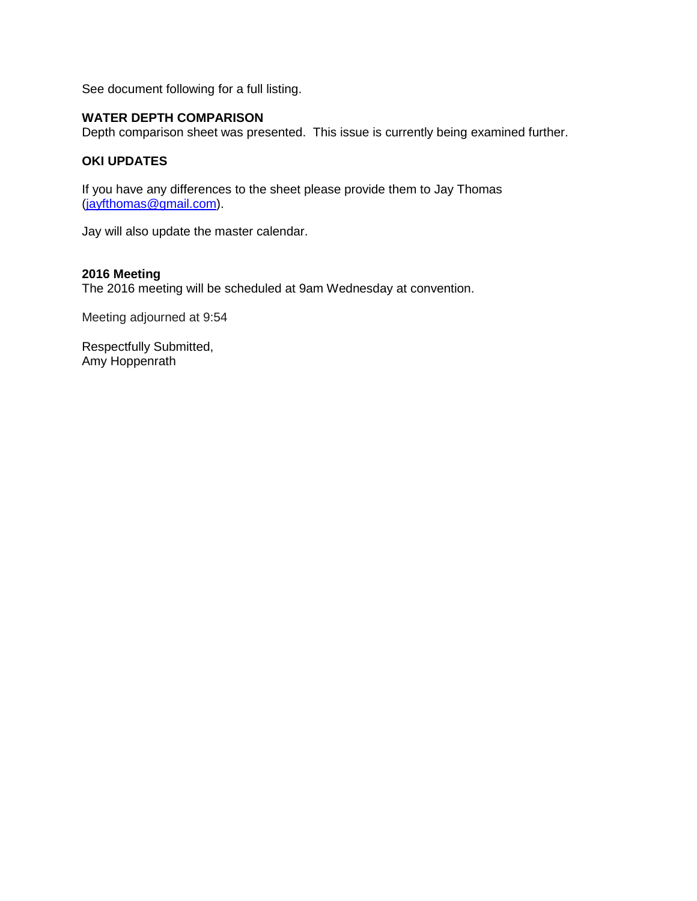See document following for a full listing.

**WATER DEPTH COMPARISON**
Depth comparison sheet was presented. This issue is currently being examined further.

**OKI UPDATES**

If you have any differences to the sheet please provide them to Jay Thomas (jayfthomas@gmail.com).

Jay will also update the master calendar.

**2016 Meeting**
The 2016 meeting will be scheduled at 9am Wednesday at convention.

Meeting adjourned at 9:54

Respectfully Submitted,
Amy Hoppenrath